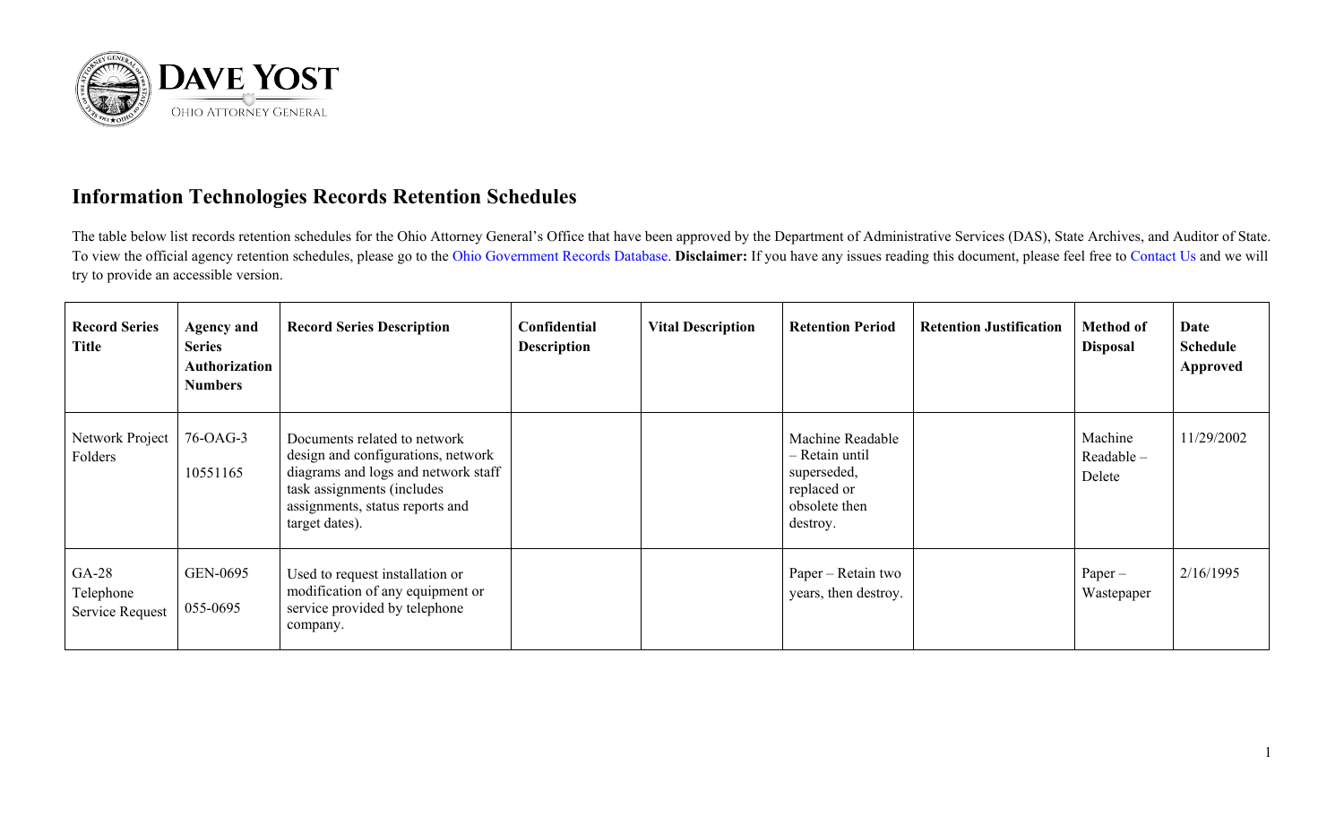DAVE YOST
OHIO ATTORNEY GENERAL

## Information Technologies Records Retention Schedules

The table below list records retention schedules for the Ohio Attorney General's Office that have been approved by the Department of Administrative Services (DAS), State Archives, and Auditor of State. To view the official agency retention schedules, please go to the Ohio Government Records Database. **Disclaimer:** If you have any issues reading this document, please feel free to Contact Us and we will try to provide an accessible version.

| Record Series Title | Agency and Series Authorization Numbers | Record Series Description | Confidential Description | Vital Description | Retention Period | Retention Justification | Method of Disposal | Date Schedule Approved |
|---|---|---|---|---|---|---|---|---|
| Network Project Folders | 76-OAG-3 10551165 | Documents related to network design and configurations, network diagrams and logs and network staff task assignments (includes assignments, status reports and target dates). | | | Machine Readable – Retain until superseded, replaced or obsolete then destroy. | | Machine Readable – Delete | 11/29/2002 |
| GA-28 Telephone Service Request | GEN-0695 055-0695 | Used to request installation or modification of any equipment or service provided by telephone company. | | | Paper – Retain two years, then destroy. | | Paper – Wastepaper | 2/16/1995 |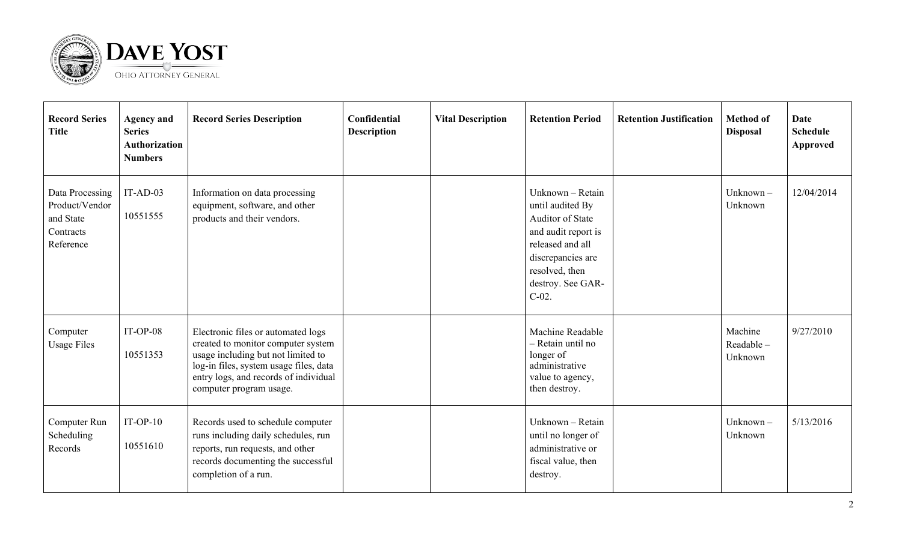| Record Series Title | Agency and Series Authorization Numbers | Record Series Description | Confidential Description | Vital Description | Retention Period | Retention Justification | Method of Disposal | Date Schedule Approved |
|---|---|---|---|---|---|---|---|---|
| Data Processing Product/Vendor and State Contracts Reference | IT-AD-03<br>10551555 | Information on data processing equipment, software, and other products and their vendors. | | | Unknown – Retain until audited By Auditor of State and audit report is released and all discrepancies are resolved, then destroy. See GAR-C-02. | | Unknown – Unknown | 12/04/2014 |
| Computer Usage Files | IT-OP-08<br>10551353 | Electronic files or automated logs created to monitor computer system usage including but not limited to log-in files, system usage files, data entry logs, and records of individual computer program usage. | | | Machine Readable – Retain until no longer of administrative value to agency, then destroy. | | Machine Readable – Unknown | 9/27/2010 |
| Computer Run Scheduling Records | IT-OP-10<br>10551610 | Records used to schedule computer runs including daily schedules, run reports, run requests, and other records documenting the successful completion of a run. | | | Unknown – Retain until no longer of administrative or fiscal value, then destroy. | | Unknown – Unknown | 5/13/2016 |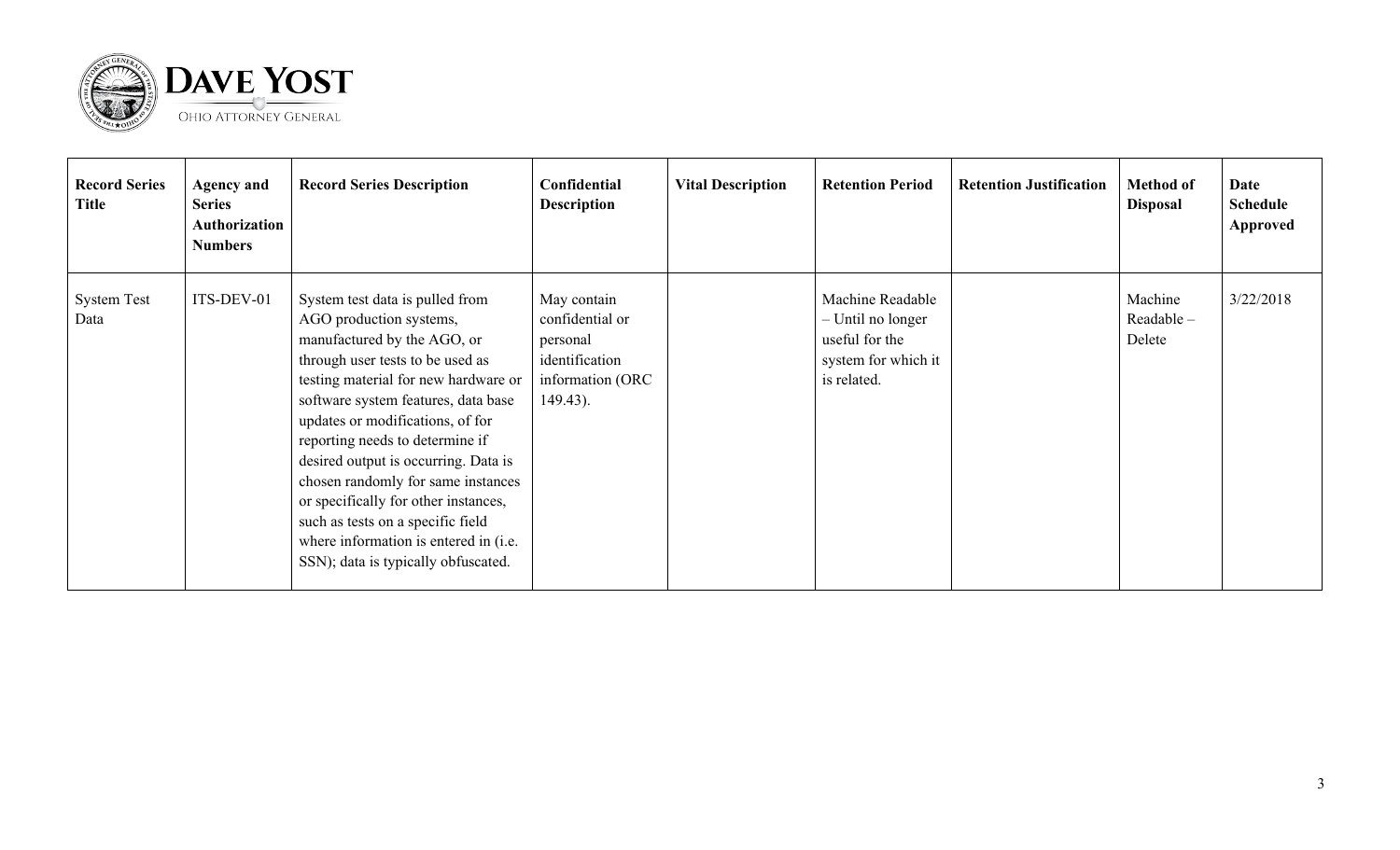| Record Series Title | Agency and Series Authorization Numbers | Record Series Description | Confidential Description | Vital Description | Retention Period | Retention Justification | Method of Disposal | Date Schedule Approved |
|---|---|---|---|---|---|---|---|---|
| System Test Data | ITS-DEV-01 | System test data is pulled from AGO production systems, manufactured by the AGO, or through user tests to be used as testing material for new hardware or software system features, data base updates or modifications, of for reporting needs to determine if desired output is occurring. Data is chosen randomly for same instances or specifically for other instances, such as tests on a specific field where information is entered in (i.e. SSN); data is typically obfuscated. | May contain confidential or personal identification information (ORC 149.43). | | Machine Readable – Until no longer useful for the system for which it is related. | | Machine Readable – Delete | 3/22/2018 |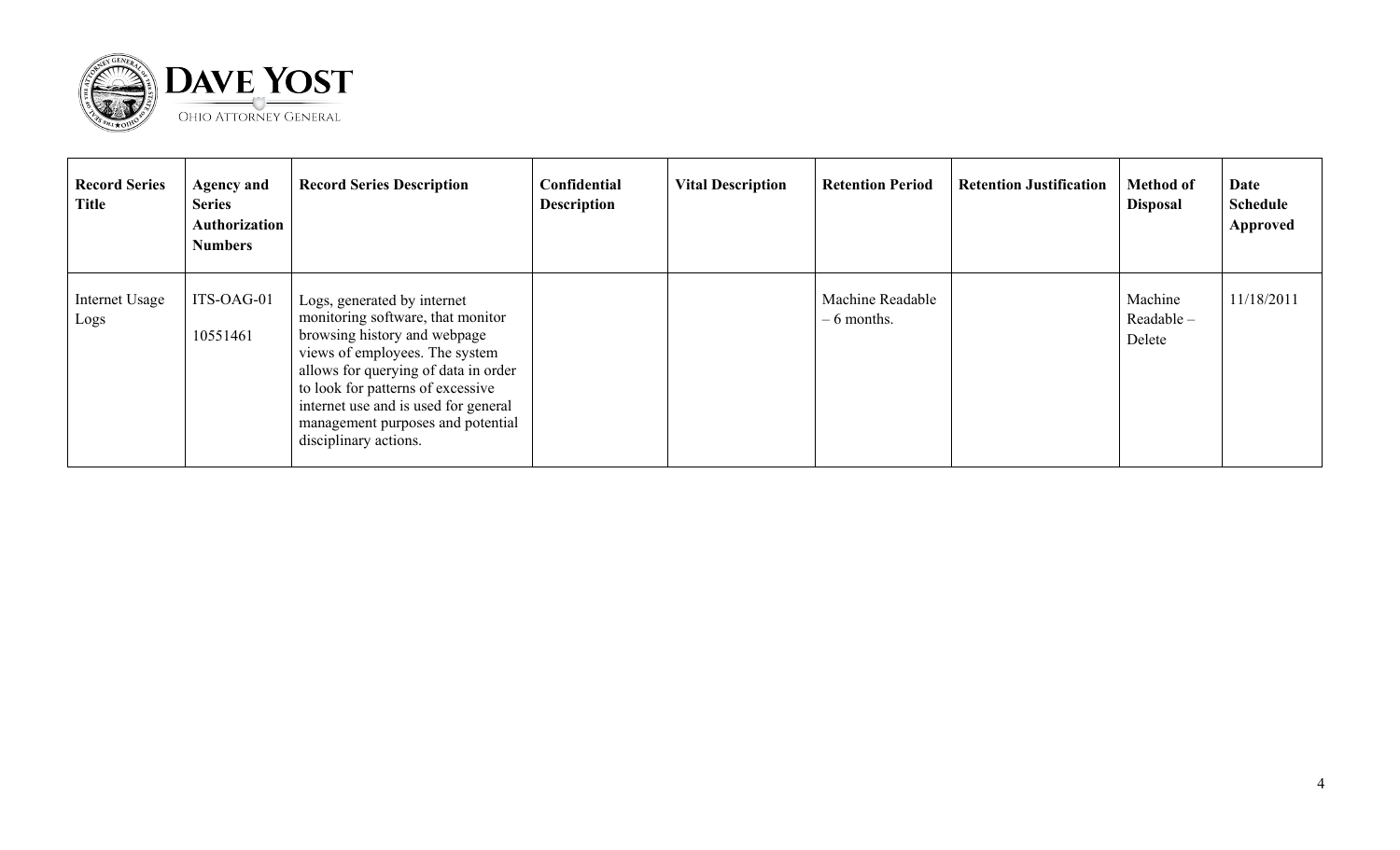| Record Series Title | Agency and Series Authorization Numbers | Record Series Description | Confidential Description | Vital Description | Retention Period | Retention Justification | Method of Disposal | Date Schedule Approved |
|---|---|---|---|---|---|---|---|---|
| Internet Usage Logs | ITS-OAG-01<br><br>10551461 | Logs, generated by internet monitoring software, that monitor browsing history and webpage views of employees. The system allows for querying of data in order to look for patterns of excessive internet use and is used for general management purposes and potential disciplinary actions. | | | Machine Readable – 6 months. | | Machine Readable – Delete | 11/18/2011 |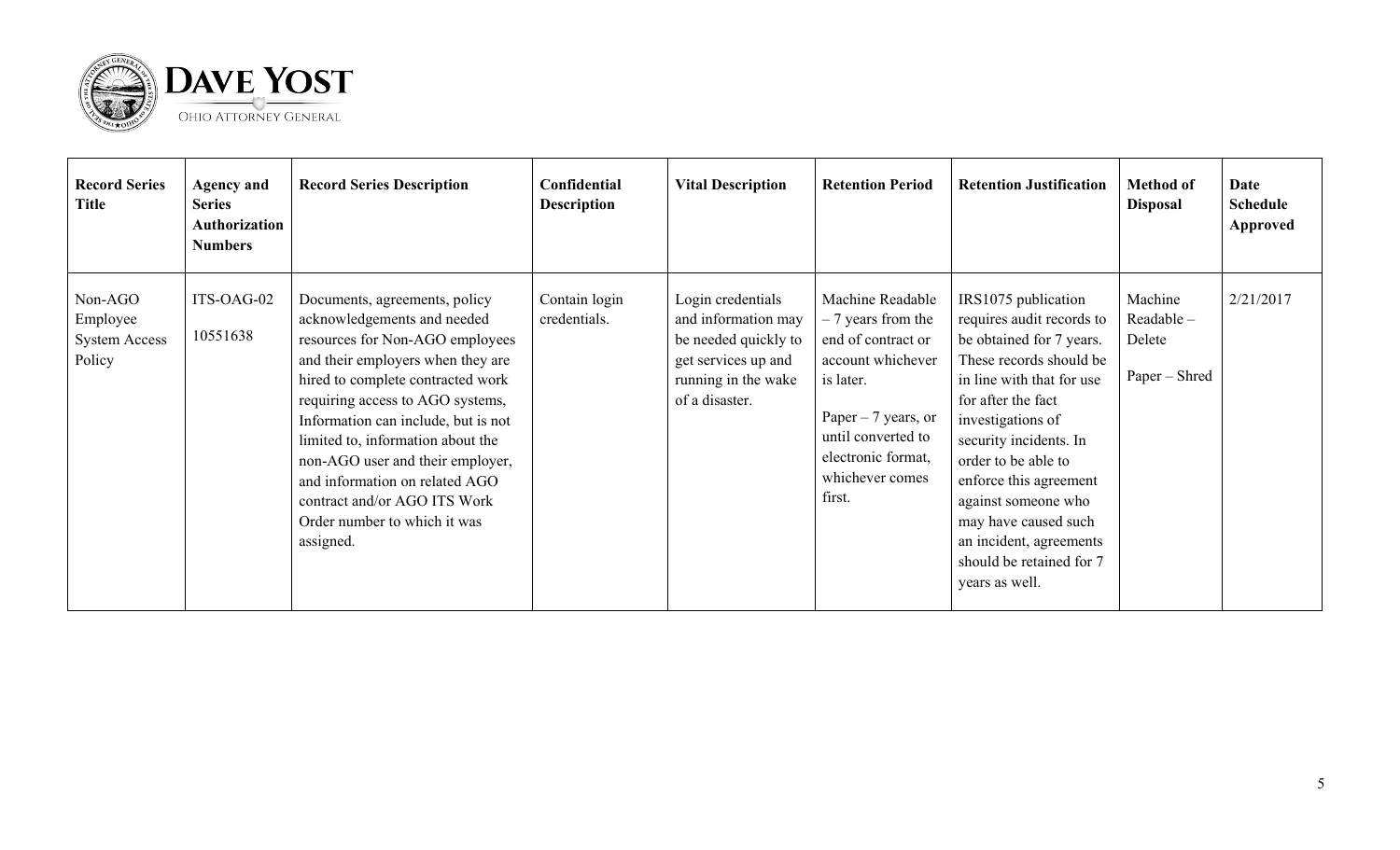| Record Series Title | Agency and Series Authorization Numbers | Record Series Description | Confidential Description | Vital Description | Retention Period | Retention Justification | Method of Disposal | Date Schedule Approved |
|---|---|---|---|---|---|---|---|---|
| Non-AGO Employee System Access Policy | ITS-OAG-02<br><br>10551638 | Documents, agreements, policy acknowledgements and needed resources for Non-AGO employees and their employers when they are hired to complete contracted work requiring access to AGO systems, Information can include, but is not limited to, information about the non-AGO user and their employer, and information on related AGO contract and/or AGO ITS Work Order number to which it was assigned. | Contain login credentials. | Login credentials and information may be needed quickly to get services up and running in the wake of a disaster. | Machine Readable – 7 years from the end of contract or account whichever is later.<br><br>Paper – 7 years, or until converted to electronic format, whichever comes first. | IRS1075 publication requires audit records to be obtained for 7 years. These records should be in line with that for use for after the fact investigations of security incidents. In order to be able to enforce this agreement against someone who may have caused such an incident, agreements should be retained for 7 years as well. | Machine Readable – Delete<br><br>Paper – Shred | 2/21/2017 |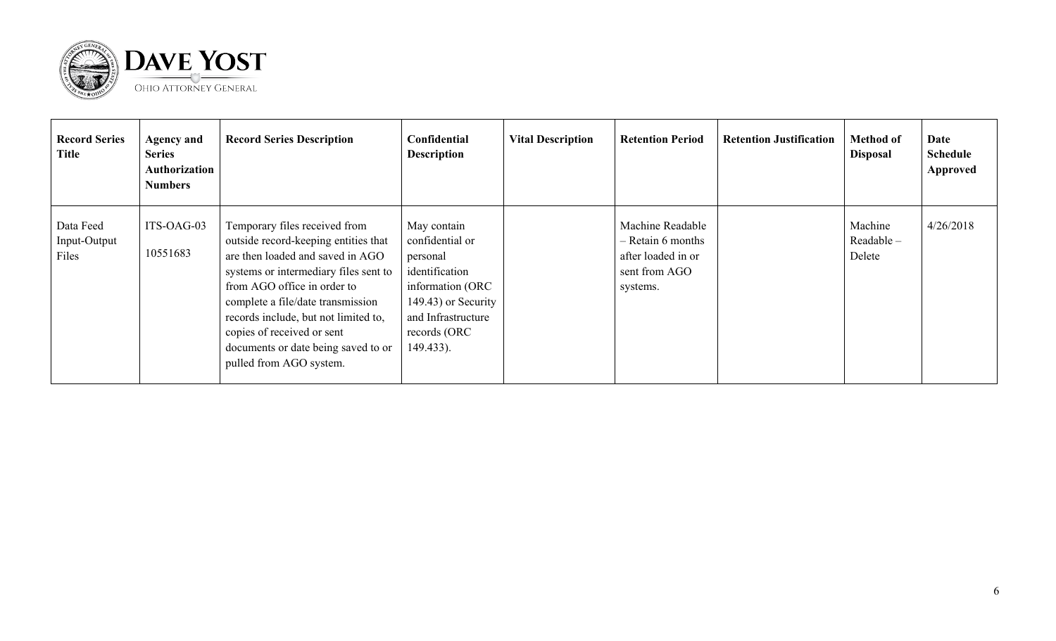| Record Series Title | Agency and Series Authorization Numbers | Record Series Description | Confidential Description | Vital Description | Retention Period | Retention Justification | Method of Disposal | Date Schedule Approved |
|---|---|---|---|---|---|---|---|---|
| Data Feed Input-Output Files | ITS-OAG-03<br><br>10551683 | Temporary files received from outside record-keeping entities that are then loaded and saved in AGO systems or intermediary files sent to from AGO office in order to complete a file/date transmission records include, but not limited to, copies of received or sent documents or date being saved to or pulled from AGO system. | May contain confidential or personal identification information (ORC 149.43) or Security and Infrastructure records (ORC 149.433). | | Machine Readable – Retain 6 months after loaded in or sent from AGO systems. | | Machine Readable – Delete | 4/26/2018 |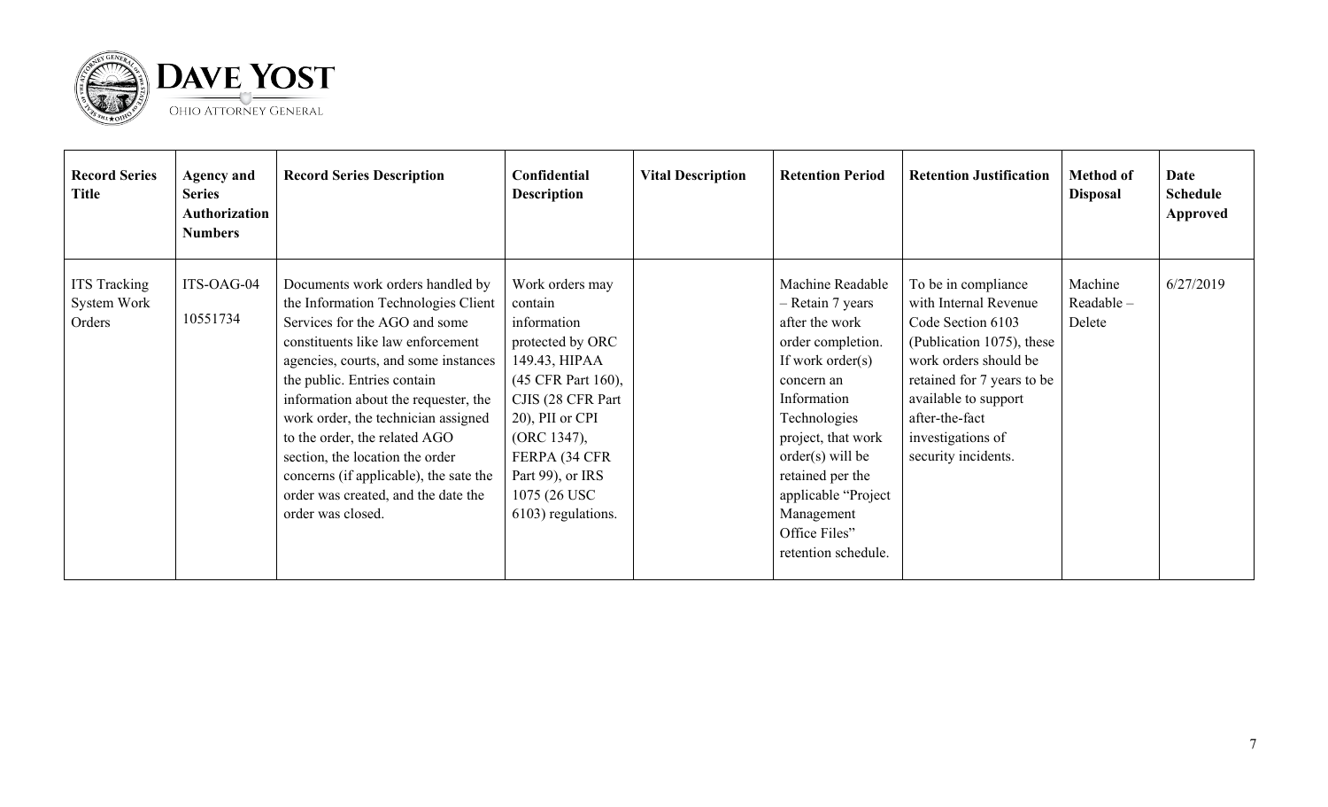| Record Series Title | Agency and Series Authorization Numbers | Record Series Description | Confidential Description | Vital Description | Retention Period | Retention Justification | Method of Disposal | Date Schedule Approved |
|---|---|---|---|---|---|---|---|---|
| ITS Tracking System Work Orders | ITS-OAG-04<br><br>10551734 | Documents work orders handled by the Information Technologies Client Services for the AGO and some constituents like law enforcement agencies, courts, and some instances the public. Entries contain information about the requester, the work order, the technician assigned to the order, the related AGO section, the location the order concerns (if applicable), the sate the order was created, and the date the order was closed. | Work orders may contain information protected by ORC 149.43, HIPAA (45 CFR Part 160), CJIS (28 CFR Part 20), PII or CPI (ORC 1347), FERPA (34 CFR Part 99), or IRS 1075 (26 USC 6103) regulations. | | Machine Readable – Retain 7 years after the work order completion. If work order(s) concern an Information Technologies project, that work order(s) will be retained per the applicable "Project Management Office Files" retention schedule. | To be in compliance with Internal Revenue Code Section 6103 (Publication 1075), these work orders should be retained for 7 years to be available to support after-the-fact investigations of security incidents. | Machine Readable – Delete | 6/27/2019 |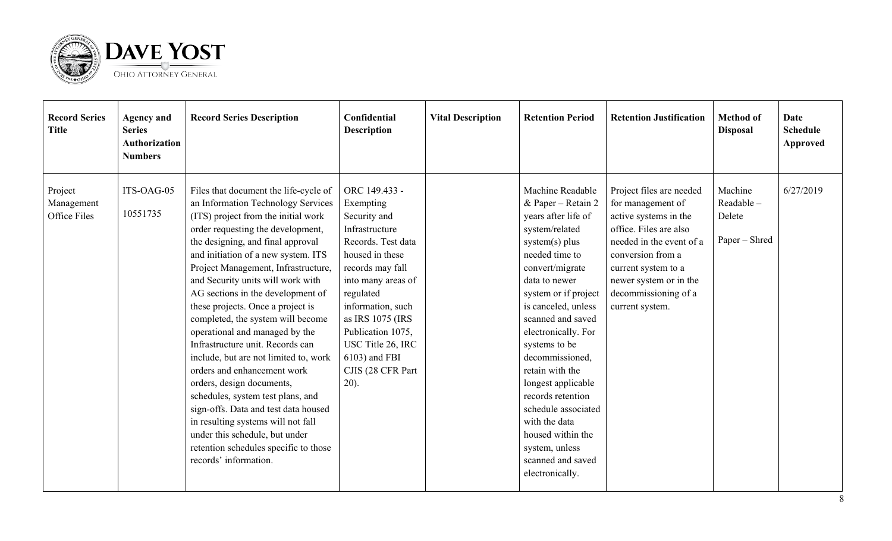| Record Series Title | Agency and Series Authorization Numbers | Record Series Description | Confidential Description | Vital Description | Retention Period | Retention Justification | Method of Disposal | Date Schedule Approved |
|---|---|---|---|---|---|---|---|---|
| Project Management Office Files | ITS-OAG-05<br><br>10551735 | Files that document the life-cycle of an Information Technology Services (ITS) project from the initial work order requesting the development, the designing, and final approval and initiation of a new system. ITS Project Management, Infrastructure, and Security units will work with AG sections in the development of these projects. Once a project is completed, the system will become operational and managed by the Infrastructure unit. Records can include, but are not limited to, work orders and enhancement work orders, design documents, schedules, system test plans, and sign-offs. Data and test data housed in resulting systems will not fall under this schedule, but under retention schedules specific to those records' information. | ORC 149.433 - Exempting Security and Infrastructure Records. Test data housed in these records may fall into many areas of regulated information, such as IRS 1075 (IRS Publication 1075, USC Title 26, IRC 6103) and FBI CJIS (28 CFR Part 20). | | Machine Readable & Paper – Retain 2 years after life of system/related system(s) plus needed time to convert/migrate data to newer system or if project is canceled, unless scanned and saved electronically. For systems to be decommissioned, retain with the longest applicable records retention schedule associated with the data housed within the system, unless scanned and saved electronically. | Project files are needed for management of active systems in the office. Files are also needed in the event of a conversion from a current system to a newer system or in the decommissioning of a current system. | Machine Readable – Delete<br><br>Paper – Shred | 6/27/2019 |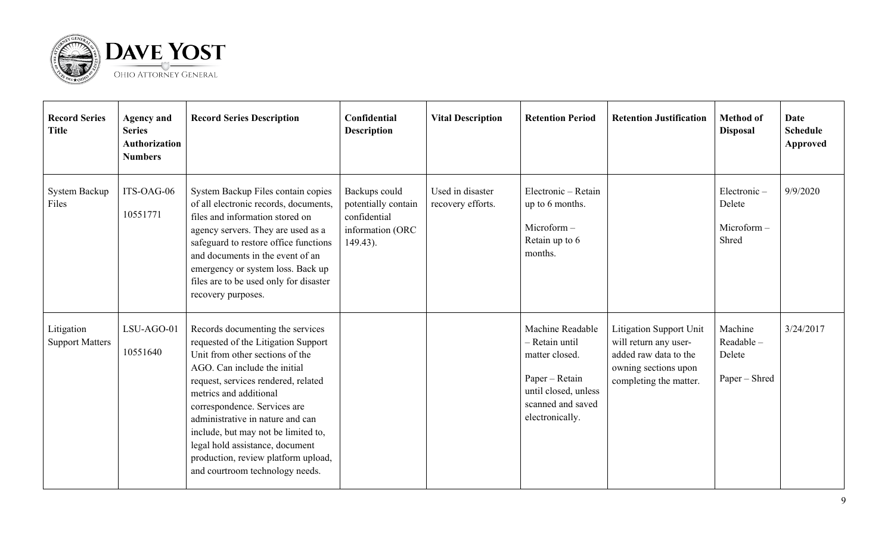| Record Series Title | Agency and Series Authorization Numbers | Record Series Description | Confidential Description | Vital Description | Retention Period | Retention Justification | Method of Disposal | Date Schedule Approved |
|---|---|---|---|---|---|---|---|---|
| System Backup Files | ITS-OAG-06<br><br>10551771 | System Backup Files contain copies of all electronic records, documents, files and information stored on agency servers. They are used as a safeguard to restore office functions and documents in the event of an emergency or system loss. Back up files are to be used only for disaster recovery purposes. | Backups could potentially contain confidential information (ORC 149.43). | Used in disaster recovery efforts. | Electronic – Retain up to 6 months.<br><br>Microform – Retain up to 6 months. | | Electronic – Delete<br><br>Microform – Shred | 9/9/2020 |
| Litigation Support Matters | LSU-AGO-01<br><br>10551640 | Records documenting the services requested of the Litigation Support Unit from other sections of the AGO. Can include the initial request, services rendered, related metrics and additional correspondence. Services are administrative in nature and can include, but may not be limited to, legal hold assistance, document production, review platform upload, and courtroom technology needs. | | | Machine Readable – Retain until matter closed.<br><br>Paper – Retain until closed, unless scanned and saved electronically. | Litigation Support Unit will return any user-added raw data to the owning sections upon completing the matter. | Machine Readable – Delete<br><br>Paper – Shred | 3/24/2017 |